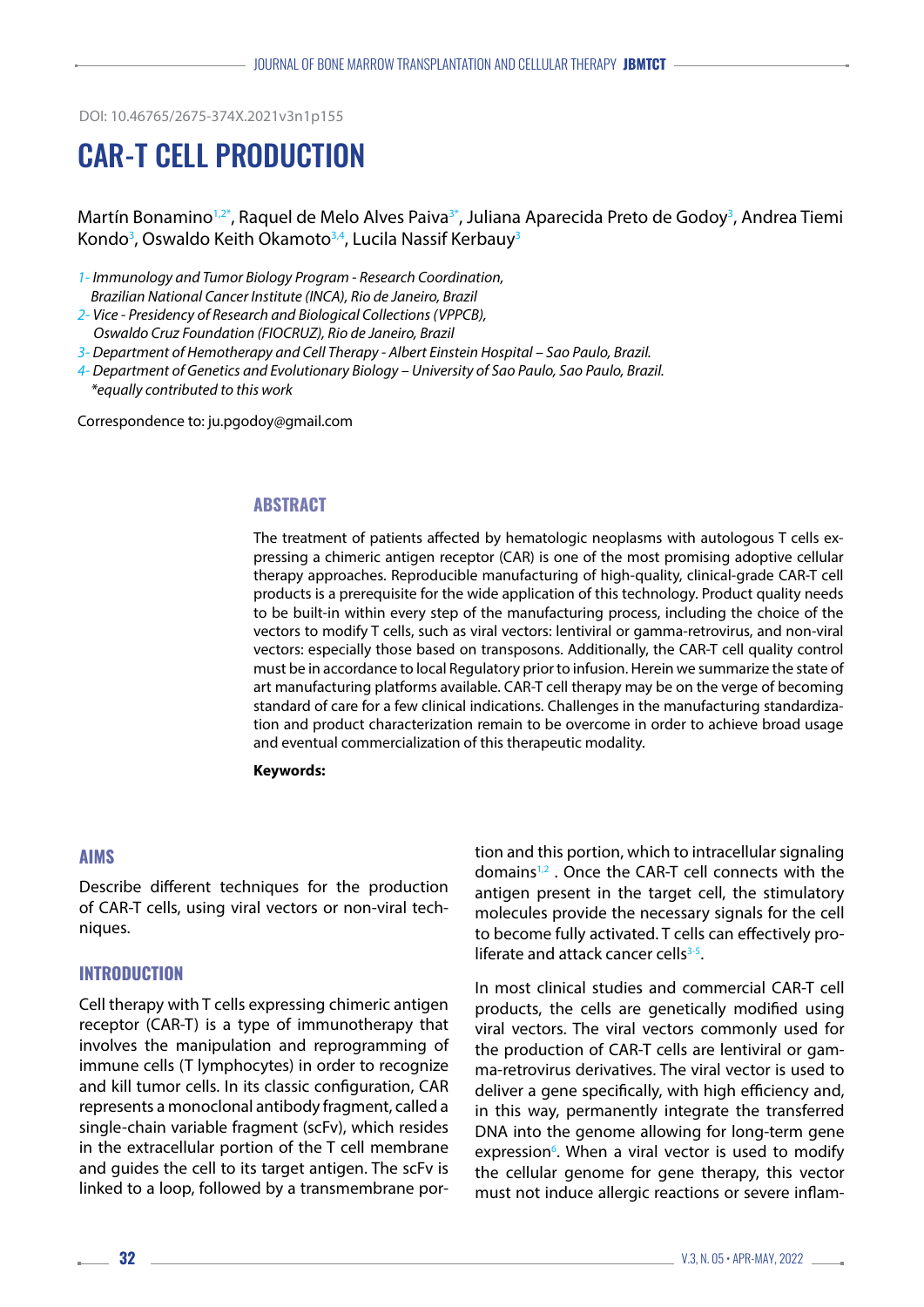DOI: 10.46765/2675-374X.2021v3n1p155

# CAR-T CELL PRODUCTION

Martín Bonamino[1,2*], Raquel de Melo Alves Paiva[3*], Juliana Aparecida Preto de Godoy[3], Andrea Tiemi Kondo[3], Oswaldo Keith Okamoto[3,4], Lucila Nassif Kerbauy[3]

*1- Immunology and Tumor Biology Program - Research Coordination, Brazilian National Cancer Institute (INCA), Rio de Janeiro, Brazil*
*2- Vice - Presidency of Research and Biological Collections (VPPCB), Oswaldo Cruz Foundation (FIOCRUZ), Rio de Janeiro, Brazil*
*3- Department of Hemotherapy and Cell Therapy - Albert Einstein Hospital – Sao Paulo, Brazil.*
*4- Department of Genetics and Evolutionary Biology – University of Sao Paulo, Sao Paulo, Brazil.*
*\*equally contributed to this work*

Correspondence to: ju.pgodoy@gmail.com

## ABSTRACT

The treatment of patients affected by hematologic neoplasms with autologous T cells expressing a chimeric antigen receptor (CAR) is one of the most promising adoptive cellular therapy approaches. Reproducible manufacturing of high-quality, clinical-grade CAR-T cell products is a prerequisite for the wide application of this technology. Product quality needs to be built-in within every step of the manufacturing process, including the choice of the vectors to modify T cells, such as viral vectors: lentiviral or gamma-retrovirus, and non-viral vectors: especially those based on transposons. Additionally, the CAR-T cell quality control must be in accordance to local Regulatory prior to infusion. Herein we summarize the state of art manufacturing platforms available. CAR-T cell therapy may be on the verge of becoming standard of care for a few clinical indications. Challenges in the manufacturing standardization and product characterization remain to be overcome in order to achieve broad usage and eventual commercialization of this therapeutic modality.

**Keywords:**

## AIMS

Describe different techniques for the production of CAR-T cells, using viral vectors or non-viral techniques.

## INTRODUCTION

Cell therapy with T cells expressing chimeric antigen receptor (CAR-T) is a type of immunotherapy that involves the manipulation and reprogramming of immune cells (T lymphocytes) in order to recognize and kill tumor cells. In its classic configuration, CAR represents a monoclonal antibody fragment, called a single-chain variable fragment (scFv), which resides in the extracellular portion of the T cell membrane and guides the cell to its target antigen. The scFv is linked to a loop, followed by a transmembrane portion and this portion, which to intracellular signaling domains[1,2] . Once the CAR-T cell connects with the antigen present in the target cell, the stimulatory molecules provide the necessary signals for the cell to become fully activated. T cells can effectively proliferate and attack cancer cells[3-5].

In most clinical studies and commercial CAR-T cell products, the cells are genetically modified using viral vectors. The viral vectors commonly used for the production of CAR-T cells are lentiviral or gamma-retrovirus derivatives. The viral vector is used to deliver a gene specifically, with high efficiency and, in this way, permanently integrate the transferred DNA into the genome allowing for long-term gene expression[6]. When a viral vector is used to modify the cellular genome for gene therapy, this vector must not induce allergic reactions or severe inflam-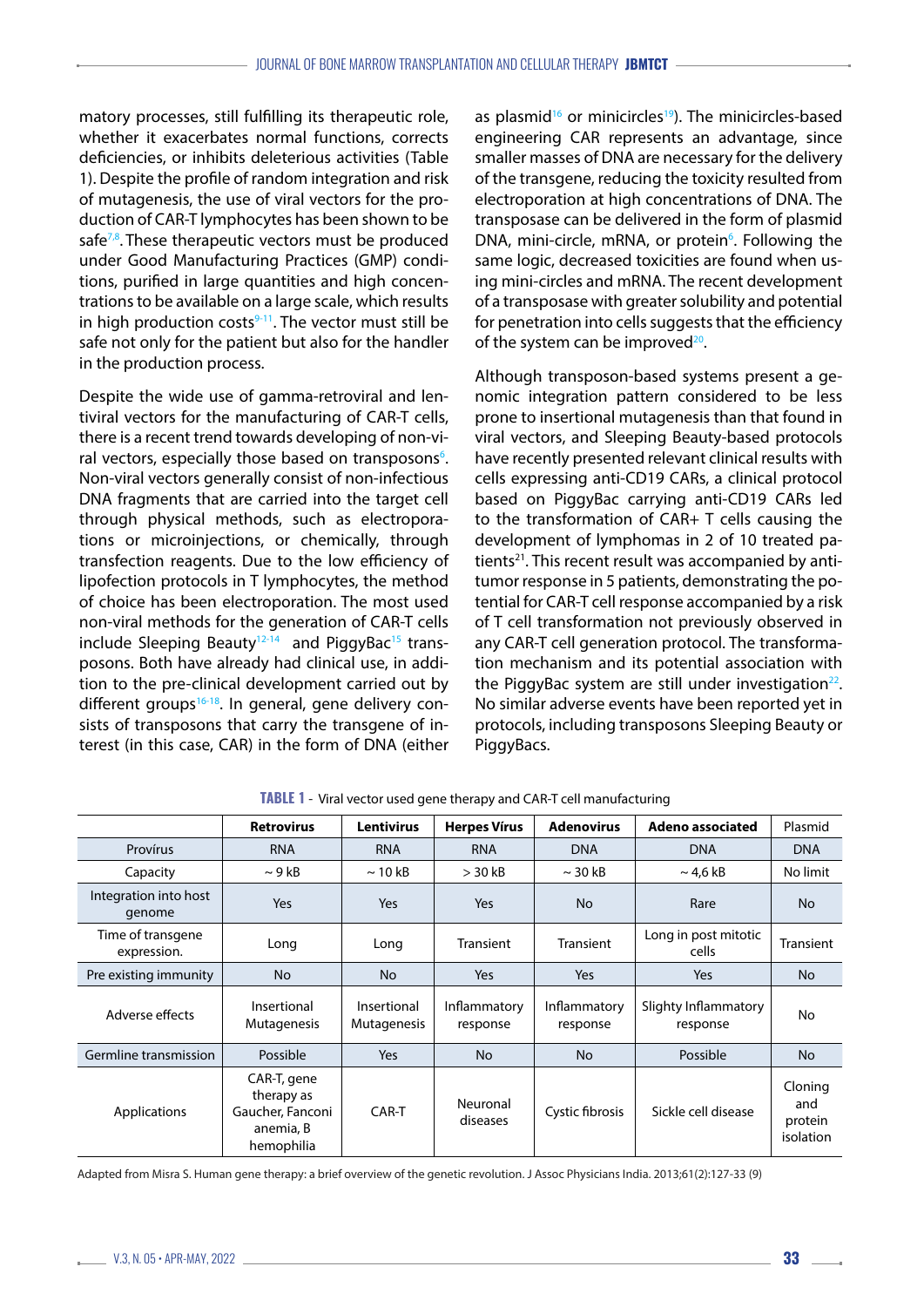matory processes, still fulfilling its therapeutic role, whether it exacerbates normal functions, corrects deficiencies, or inhibits deleterious activities (Table 1). Despite the profile of random integration and risk of mutagenesis, the use of viral vectors for the production of CAR-T lymphocytes has been shown to be safe[7,8]. These therapeutic vectors must be produced under Good Manufacturing Practices (GMP) conditions, purified in large quantities and high concentrations to be available on a large scale, which results in high production costs[9-11]. The vector must still be safe not only for the patient but also for the handler in the production process.

Despite the wide use of gamma-retroviral and lentiviral vectors for the manufacturing of CAR-T cells, there is a recent trend towards developing of non-viral vectors, especially those based on transposons[6]. Non-viral vectors generally consist of non-infectious DNA fragments that are carried into the target cell through physical methods, such as electroporations or microinjections, or chemically, through transfection reagents. Due to the low efficiency of lipofection protocols in T lymphocytes, the method of choice has been electroporation. The most used non-viral methods for the generation of CAR-T cells include Sleeping Beauty[12-14] and PiggyBac[15] transposons. Both have already had clinical use, in addition to the pre-clinical development carried out by different groups[16-18]. In general, gene delivery consists of transposons that carry the transgene of interest (in this case, CAR) in the form of DNA (either as plasmid[16] or minicircles[19]). The minicircles-based engineering CAR represents an advantage, since smaller masses of DNA are necessary for the delivery of the transgene, reducing the toxicity resulted from electroporation at high concentrations of DNA. The transposase can be delivered in the form of plasmid DNA, mini-circle, mRNA, or protein[6]. Following the same logic, decreased toxicities are found when using mini-circles and mRNA. The recent development of a transposase with greater solubility and potential for penetration into cells suggests that the efficiency of the system can be improved[20].

Although transposon-based systems present a genomic integration pattern considered to be less prone to insertional mutagenesis than that found in viral vectors, and Sleeping Beauty-based protocols have recently presented relevant clinical results with cells expressing anti-CD19 CARs, a clinical protocol based on PiggyBac carrying anti-CD19 CARs led to the transformation of CAR+ T cells causing the development of lymphomas in 2 of 10 treated patients[21]. This recent result was accompanied by antitumor response in 5 patients, demonstrating the potential for CAR-T cell response accompanied by a risk of T cell transformation not previously observed in any CAR-T cell generation protocol. The transformation mechanism and its potential association with the PiggyBac system are still under investigation[22]. No similar adverse events have been reported yet in protocols, including transposons Sleeping Beauty or PiggyBacs.

**TABLE 1** - Viral vector used gene therapy and CAR-T cell manufacturing

| | **Retrovirus** | **Lentivirus** | **Herpes Vírus** | **Adenovirus** | **Adeno associated** | Plasmid |
|---|---|---|---|---|---|---|
| Provírus | RNA | RNA | RNA | DNA | DNA | DNA |
| Capacity | ~ 9 kB | ~ 10 kB | > 30 kB | ~ 30 kB | ~ 4,6 kB | No limit |
| Integration into host genome | Yes | Yes | Yes | No | Rare | No |
| Time of transgene expression. | Long | Long | Transient | Transient | Long in post mitotic cells | Transient |
| Pre existing immunity | No | No | Yes | Yes | Yes | No |
| Adverse effects | Insertional Mutagenesis | Insertional Mutagenesis | Inflammatory response | Inflammatory response | Slighty Inflammatory response | No |
| Germline transmission | Possible | Yes | No | No | Possible | No |
| Applications | CAR-T, gene therapy as Gaucher, Fanconi anemia, B hemophilia | CAR-T | Neuronal diseases | Cystic fibrosis | Sickle cell disease | Cloning and protein isolation |

Adapted from Misra S. Human gene therapy: a brief overview of the genetic revolution. J Assoc Physicians India. 2013;61(2):127-33 (9)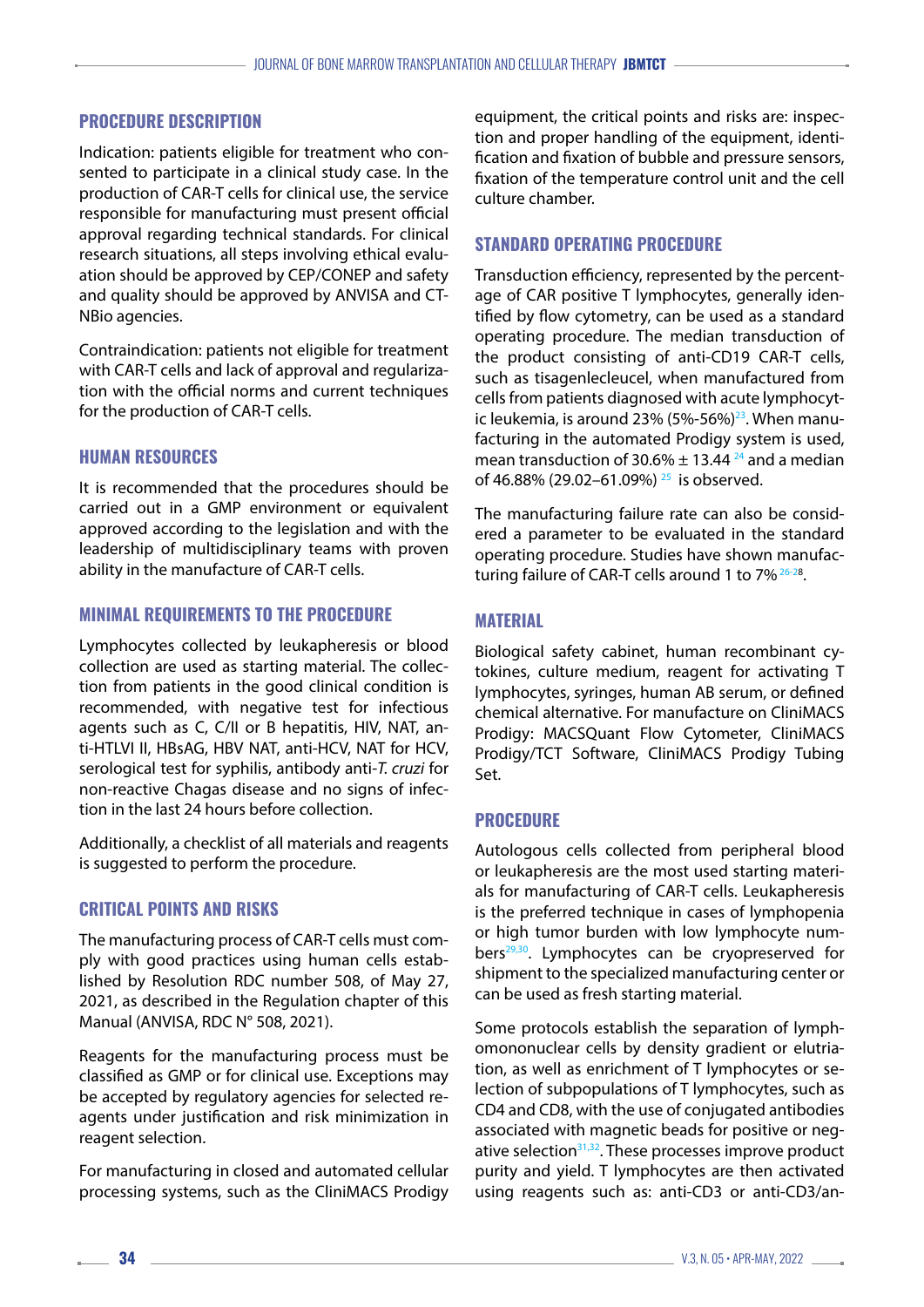## PROCEDURE DESCRIPTION

Indication: patients eligible for treatment who consented to participate in a clinical study case. In the production of CAR-T cells for clinical use, the service responsible for manufacturing must present official approval regarding technical standards. For clinical research situations, all steps involving ethical evaluation should be approved by CEP/CONEP and safety and quality should be approved by ANVISA and CTNBio agencies.

Contraindication: patients not eligible for treatment with CAR-T cells and lack of approval and regularization with the official norms and current techniques for the production of CAR-T cells.

## HUMAN RESOURCES

It is recommended that the procedures should be carried out in a GMP environment or equivalent approved according to the legislation and with the leadership of multidisciplinary teams with proven ability in the manufacture of CAR-T cells.

## MINIMAL REQUIREMENTS TO THE PROCEDURE

Lymphocytes collected by leukapheresis or blood collection are used as starting material. The collection from patients in the good clinical condition is recommended, with negative test for infectious agents such as C, C/II or B hepatitis, HIV, NAT, anti-HTLVI II, HBsAG, HBV NAT, anti-HCV, NAT for HCV, serological test for syphilis, antibody anti-*T. cruzi* for non-reactive Chagas disease and no signs of infection in the last 24 hours before collection.

Additionally, a checklist of all materials and reagents is suggested to perform the procedure.

## CRITICAL POINTS AND RISKS

The manufacturing process of CAR-T cells must comply with good practices using human cells established by Resolution RDC number 508, of May 27, 2021, as described in the Regulation chapter of this Manual (ANVISA, RDC N° 508, 2021).

Reagents for the manufacturing process must be classified as GMP or for clinical use. Exceptions may be accepted by regulatory agencies for selected reagents under justification and risk minimization in reagent selection.

For manufacturing in closed and automated cellular processing systems, such as the CliniMACS Prodigy equipment, the critical points and risks are: inspection and proper handling of the equipment, identification and fixation of bubble and pressure sensors, fixation of the temperature control unit and the cell culture chamber.

## STANDARD OPERATING PROCEDURE

Transduction efficiency, represented by the percentage of CAR positive T lymphocytes, generally identified by flow cytometry, can be used as a standard operating procedure. The median transduction of the product consisting of anti-CD19 CAR-T cells, such as tisagenlecleucel, when manufactured from cells from patients diagnosed with acute lymphocytic leukemia, is around 23% (5%-56%)[23]. When manufacturing in the automated Prodigy system is used, mean transduction of 30.6% ± 13.44 [24] and a median of 46.88% (29.02–61.09%) [25] is observed.

The manufacturing failure rate can also be considered a parameter to be evaluated in the standard operating procedure. Studies have shown manufacturing failure of CAR-T cells around 1 to 7% [26-28].

## MATERIAL

Biological safety cabinet, human recombinant cytokines, culture medium, reagent for activating T lymphocytes, syringes, human AB serum, or defined chemical alternative. For manufacture on CliniMACS Prodigy: MACSQuant Flow Cytometer, CliniMACS Prodigy/TCT Software, CliniMACS Prodigy Tubing Set.

## PROCEDURE

Autologous cells collected from peripheral blood or leukapheresis are the most used starting materials for manufacturing of CAR-T cells. Leukapheresis is the preferred technique in cases of lymphopenia or high tumor burden with low lymphocyte numbers[29,30]. Lymphocytes can be cryopreserved for shipment to the specialized manufacturing center or can be used as fresh starting material.

Some protocols establish the separation of lymphomononuclear cells by density gradient or elutriation, as well as enrichment of T lymphocytes or selection of subpopulations of T lymphocytes, such as CD4 and CD8, with the use of conjugated antibodies associated with magnetic beads for positive or negative selection[31,32]. These processes improve product purity and yield. T lymphocytes are then activated using reagents such as: anti-CD3 or anti-CD3/an-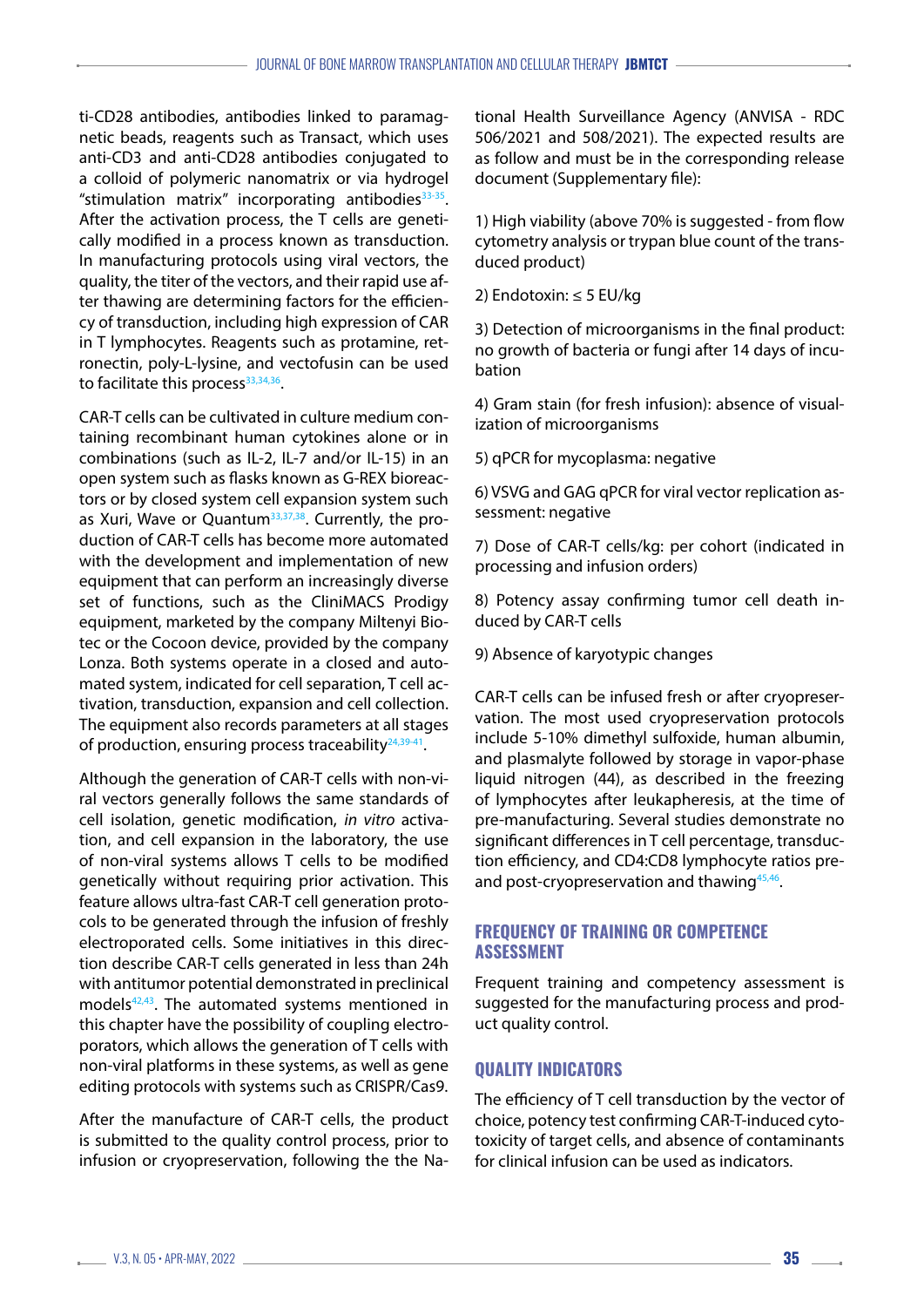ti-CD28 antibodies, antibodies linked to paramagnetic beads, reagents such as Transact, which uses anti-CD3 and anti-CD28 antibodies conjugated to a colloid of polymeric nanomatrix or via hydrogel "stimulation matrix" incorporating antibodies[33-35]. After the activation process, the T cells are genetically modified in a process known as transduction. In manufacturing protocols using viral vectors, the quality, the titer of the vectors, and their rapid use after thawing are determining factors for the efficiency of transduction, including high expression of CAR in T lymphocytes. Reagents such as protamine, retronectin, poly-L-lysine, and vectofusin can be used to facilitate this process[33,34,36].

CAR-T cells can be cultivated in culture medium containing recombinant human cytokines alone or in combinations (such as IL-2, IL-7 and/or IL-15) in an open system such as flasks known as G-REX bioreactors or by closed system cell expansion system such as Xuri, Wave or Quantum[33,37,38]. Currently, the production of CAR-T cells has become more automated with the development and implementation of new equipment that can perform an increasingly diverse set of functions, such as the CliniMACS Prodigy equipment, marketed by the company Miltenyi Biotec or the Cocoon device, provided by the company Lonza. Both systems operate in a closed and automated system, indicated for cell separation, T cell activation, transduction, expansion and cell collection. The equipment also records parameters at all stages of production, ensuring process traceability[24,39-41].

Although the generation of CAR-T cells with non-viral vectors generally follows the same standards of cell isolation, genetic modification, *in vitro* activation, and cell expansion in the laboratory, the use of non-viral systems allows T cells to be modified genetically without requiring prior activation. This feature allows ultra-fast CAR-T cell generation protocols to be generated through the infusion of freshly electroporated cells. Some initiatives in this direction describe CAR-T cells generated in less than 24h with antitumor potential demonstrated in preclinical models[42,43]. The automated systems mentioned in this chapter have the possibility of coupling electroporators, which allows the generation of T cells with non-viral platforms in these systems, as well as gene editing protocols with systems such as CRISPR/Cas9.

After the manufacture of CAR-T cells, the product is submitted to the quality control process, prior to infusion or cryopreservation, following the the National Health Surveillance Agency (ANVISA - RDC 506/2021 and 508/2021). The expected results are as follow and must be in the corresponding release document (Supplementary file):

1) High viability (above 70% is suggested - from flow cytometry analysis or trypan blue count of the transduced product)

2) Endotoxin: ≤ 5 EU/kg

3) Detection of microorganisms in the final product: no growth of bacteria or fungi after 14 days of incubation

4) Gram stain (for fresh infusion): absence of visualization of microorganisms

5) qPCR for mycoplasma: negative

6) VSVG and GAG qPCR for viral vector replication assessment: negative

7) Dose of CAR-T cells/kg: per cohort (indicated in processing and infusion orders)

8) Potency assay confirming tumor cell death induced by CAR-T cells

9) Absence of karyotypic changes

CAR-T cells can be infused fresh or after cryopreservation. The most used cryopreservation protocols include 5-10% dimethyl sulfoxide, human albumin, and plasmalyte followed by storage in vapor-phase liquid nitrogen (44), as described in the freezing of lymphocytes after leukapheresis, at the time of pre-manufacturing. Several studies demonstrate no significant differences in T cell percentage, transduction efficiency, and CD4:CD8 lymphocyte ratios pre- and post-cryopreservation and thawing[45,46].

## FREQUENCY OF TRAINING OR COMPETENCE ASSESSMENT

Frequent training and competency assessment is suggested for the manufacturing process and product quality control.

## QUALITY INDICATORS

The efficiency of T cell transduction by the vector of choice, potency test confirming CAR-T-induced cytotoxicity of target cells, and absence of contaminants for clinical infusion can be used as indicators.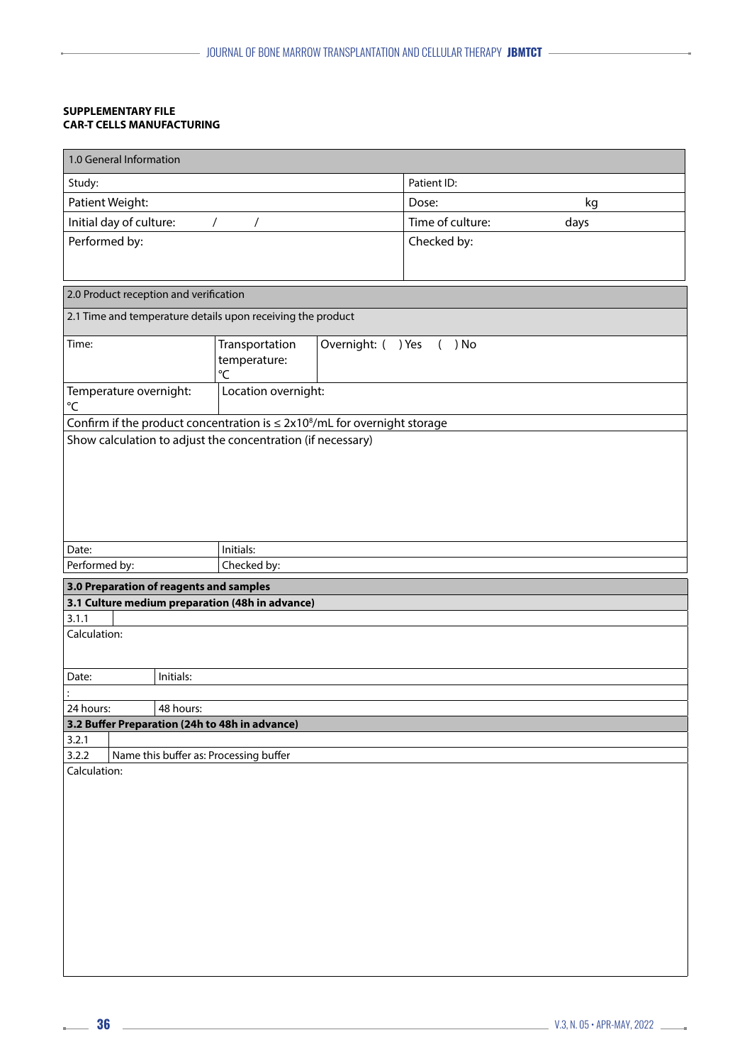**SUPPLEMENTARY FILE**
**CAR-T CELLS MANUFACTURING**

| 1.0 General Information | |
|---|---|
| Study: | Patient ID: |
| Patient Weight: | Dose: kg |
| Initial day of culture: / / | Time of culture: days |
| Performed by: | Checked by: |

| 2.0 Product reception and verification | | |
|---|---|---|
| 2.1 Time and temperature details upon receiving the product | | |
| Time: | Transportation temperature: °C | Overnight: ( ) Yes ( ) No |
| Temperature overnight: °C | Location overnight: | |
| Confirm if the product concentration is ≤ $2x10^8$/mL for overnight storage | | |
| Show calculation to adjust the concentration (if necessary) | | |
| Date: | Initials: | |
| Performed by: | Checked by: | |

| **3.0 Preparation of reagents and samples** | |
|---|---|
| **3.1 Culture medium preparation (48h in advance)** | |
| 3.1.1 | |
| Calculation: | |
| Date: | Initials: |
| : | |
| 24 hours: | 48 hours: |
| **3.2 Buffer Preparation (24h to 48h in advance)** | |
| 3.2.1 | |
| 3.2.2 | Name this buffer as: Processing buffer |
| Calculation: | |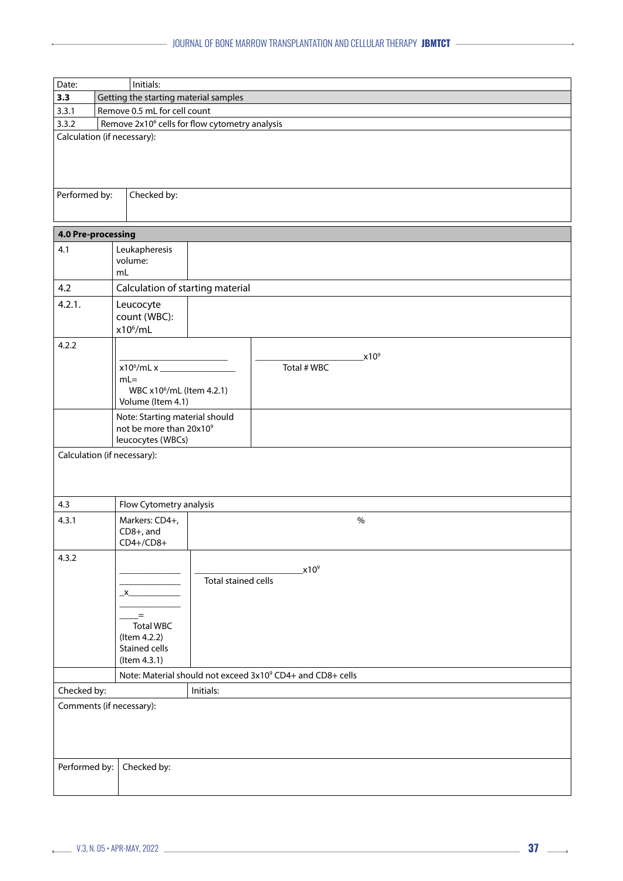| Date: | Initials: |
|---|---|
| **3.3** | Getting the starting material samples |
| 3.3.1 | Remove 0.5 mL for cell count |
| 3.3.2 | Remove $2x10^6$ cells for flow cytometry analysis |
| Calculation (if necessary): | |
| Performed by: | Checked by: |

| **4.0 Pre-processing** | | |
|---|---|---|
| 4.1 | Leukapheresis volume: mL | |
| 4.2 | Calculation of starting material | |
| 4.2.1. | Leucocyte count (WBC): $x10^6$/mL | |
| 4.2.2 | ______________________ $x10^6$/mL x _______________ mL= WBC $x10^6$/mL (Item 4.2.1) Volume (Item 4.1) | ____________________ $x10^9$ Total # WBC |
| | Note: Starting material should not be more than $20x10^9$ leucocytes (WBCs) | |
| Calculation (if necessary): | | |
| 4.3 | Flow Cytometry analysis | |
| 4.3.1 | Markers: CD4+, CD8+, and CD4+/CD8+ | % |
| 4.3.2 | ____________ ____________ _x__________ ____________ ____= Total WBC (Item 4.2.2) Stained cells (Item 4.3.1) | ____________________ $x10^9$ Total stained cells |
| | Note: Material should not exceed $3x10^9$ CD4+ and CD8+ cells | |
| Checked by: | Initials: | |
| Comments (if necessary): | | |
| Performed by: | Checked by: | |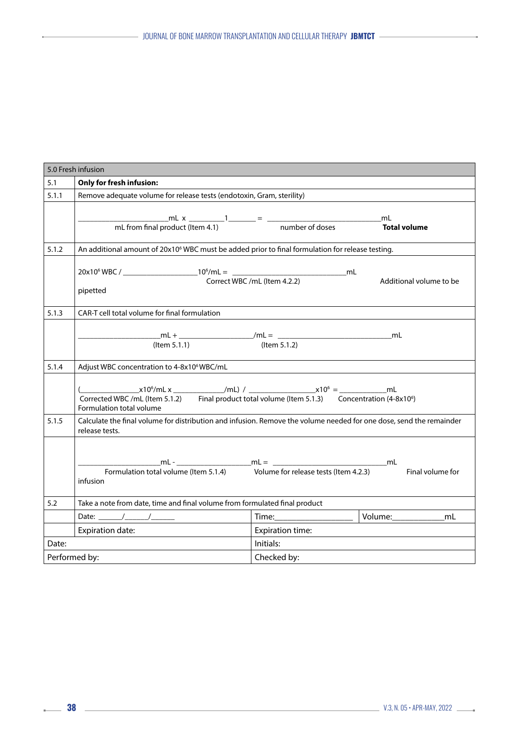| 5.0 Fresh infusion | | | |
|---|---|---|---|
| 5.1 | **Only for fresh infusion:** | | |
| 5.1.1 | Remove adequate volume for release tests (endotoxin, Gram, sterility) | | |
| | ______mL x ____1____ = ______mL<br>mL from final product (Item 4.1) number of doses **Total volume** | | |
| 5.1.2 | An additional amount of 20x10$^6$ WBC must be added prior to final formulation for release testing. | | |
| | 20x10$^6$ WBC / ______10$^6$/mL = ______mL<br>Correct WBC /mL (Item 4.2.2) Additional volume to be pipetted | | |
| 5.1.3 | CAR-T cell total volume for final formulation | | |
| | ______mL + ______/mL = ______mL<br>(Item 5.1.1) (Item 5.1.2) | | |
| 5.1.4 | Adjust WBC concentration to 4-8x10$^6$ WBC/mL | | |
| | (______x10$^6$/mL x ______/mL) / ______x10$^6$ = ______mL<br>Corrected WBC /mL (Item 5.1.2) Final product total volume (Item 5.1.3) Concentration (4-8x10$^6$) Formulation total volume | | |
| 5.1.5 | Calculate the final volume for distribution and infusion. Remove the volume needed for one dose, send the remainder release tests. | | |
| | ______mL - ______mL = ______mL<br>Formulation total volume (Item 5.1.4) Volume for release tests (Item 4.2.3) Final volume for infusion | | |
| 5.2 | Take a note from date, time and final volume from formulated final product | | |
| | Date: ____/____/____ | Time:______ | Volume:______mL |
| | Expiration date: | Expiration time: | |
| Date: | | Initials: | |
| Performed by: | | Checked by: | |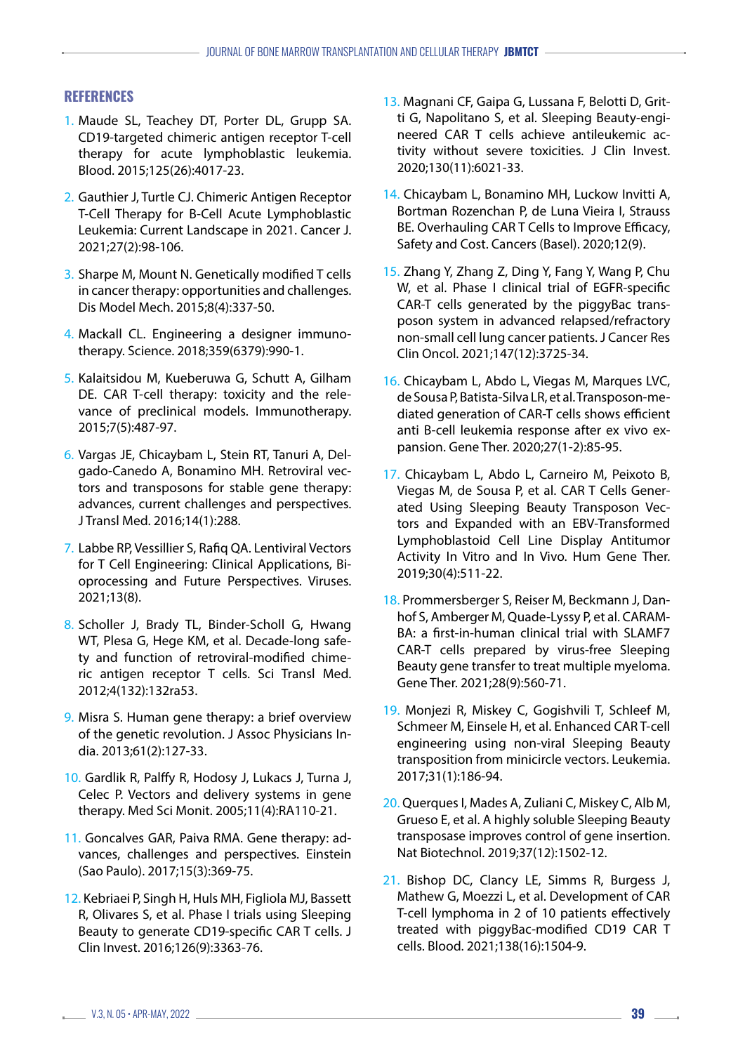## REFERENCES

1. Maude SL, Teachey DT, Porter DL, Grupp SA. CD19-targeted chimeric antigen receptor T-cell therapy for acute lymphoblastic leukemia. Blood. 2015;125(26):4017-23.
2. Gauthier J, Turtle CJ. Chimeric Antigen Receptor T-Cell Therapy for B-Cell Acute Lymphoblastic Leukemia: Current Landscape in 2021. Cancer J. 2021;27(2):98-106.
3. Sharpe M, Mount N. Genetically modified T cells in cancer therapy: opportunities and challenges. Dis Model Mech. 2015;8(4):337-50.
4. Mackall CL. Engineering a designer immunotherapy. Science. 2018;359(6379):990-1.
5. Kalaitsidou M, Kueberuwa G, Schutt A, Gilham DE. CAR T-cell therapy: toxicity and the relevance of preclinical models. Immunotherapy. 2015;7(5):487-97.
6. Vargas JE, Chicaybam L, Stein RT, Tanuri A, Delgado-Canedo A, Bonamino MH. Retroviral vectors and transposons for stable gene therapy: advances, current challenges and perspectives. J Transl Med. 2016;14(1):288.
7. Labbe RP, Vessillier S, Rafiq QA. Lentiviral Vectors for T Cell Engineering: Clinical Applications, Bioprocessing and Future Perspectives. Viruses. 2021;13(8).
8. Scholler J, Brady TL, Binder-Scholl G, Hwang WT, Plesa G, Hege KM, et al. Decade-long safety and function of retroviral-modified chimeric antigen receptor T cells. Sci Transl Med. 2012;4(132):132ra53.
9. Misra S. Human gene therapy: a brief overview of the genetic revolution. J Assoc Physicians India. 2013;61(2):127-33.
10. Gardlik R, Palffy R, Hodosy J, Lukacs J, Turna J, Celec P. Vectors and delivery systems in gene therapy. Med Sci Monit. 2005;11(4):RA110-21.
11. Goncalves GAR, Paiva RMA. Gene therapy: advances, challenges and perspectives. Einstein (Sao Paulo). 2017;15(3):369-75.
12. Kebriaei P, Singh H, Huls MH, Figliola MJ, Bassett R, Olivares S, et al. Phase I trials using Sleeping Beauty to generate CD19-specific CAR T cells. J Clin Invest. 2016;126(9):3363-76.
13. Magnani CF, Gaipa G, Lussana F, Belotti D, Gritti G, Napolitano S, et al. Sleeping Beauty-engineered CAR T cells achieve antileukemic activity without severe toxicities. J Clin Invest. 2020;130(11):6021-33.
14. Chicaybam L, Bonamino MH, Luckow Invitti A, Bortman Rozenchan P, de Luna Vieira I, Strauss BE. Overhauling CAR T Cells to Improve Efficacy, Safety and Cost. Cancers (Basel). 2020;12(9).
15. Zhang Y, Zhang Z, Ding Y, Fang Y, Wang P, Chu W, et al. Phase I clinical trial of EGFR-specific CAR-T cells generated by the piggyBac transposon system in advanced relapsed/refractory non-small cell lung cancer patients. J Cancer Res Clin Oncol. 2021;147(12):3725-34.
16. Chicaybam L, Abdo L, Viegas M, Marques LVC, de Sousa P, Batista-Silva LR, et al. Transposon-mediated generation of CAR-T cells shows efficient anti B-cell leukemia response after ex vivo expansion. Gene Ther. 2020;27(1-2):85-95.
17. Chicaybam L, Abdo L, Carneiro M, Peixoto B, Viegas M, de Sousa P, et al. CAR T Cells Generated Using Sleeping Beauty Transposon Vectors and Expanded with an EBV-Transformed Lymphoblastoid Cell Line Display Antitumor Activity In Vitro and In Vivo. Hum Gene Ther. 2019;30(4):511-22.
18. Prommersberger S, Reiser M, Beckmann J, Danhof S, Amberger M, Quade-Lyssy P, et al. CARAMBA: a first-in-human clinical trial with SLAMF7 CAR-T cells prepared by virus-free Sleeping Beauty gene transfer to treat multiple myeloma. Gene Ther. 2021;28(9):560-71.
19. Monjezi R, Miskey C, Gogishvili T, Schleef M, Schmeer M, Einsele H, et al. Enhanced CAR T-cell engineering using non-viral Sleeping Beauty transposition from minicircle vectors. Leukemia. 2017;31(1):186-94.
20. Querques I, Mades A, Zuliani C, Miskey C, Alb M, Grueso E, et al. A highly soluble Sleeping Beauty transposase improves control of gene insertion. Nat Biotechnol. 2019;37(12):1502-12.
21. Bishop DC, Clancy LE, Simms R, Burgess J, Mathew G, Moezzi L, et al. Development of CAR T-cell lymphoma in 2 of 10 patients effectively treated with piggyBac-modified CD19 CAR T cells. Blood. 2021;138(16):1504-9.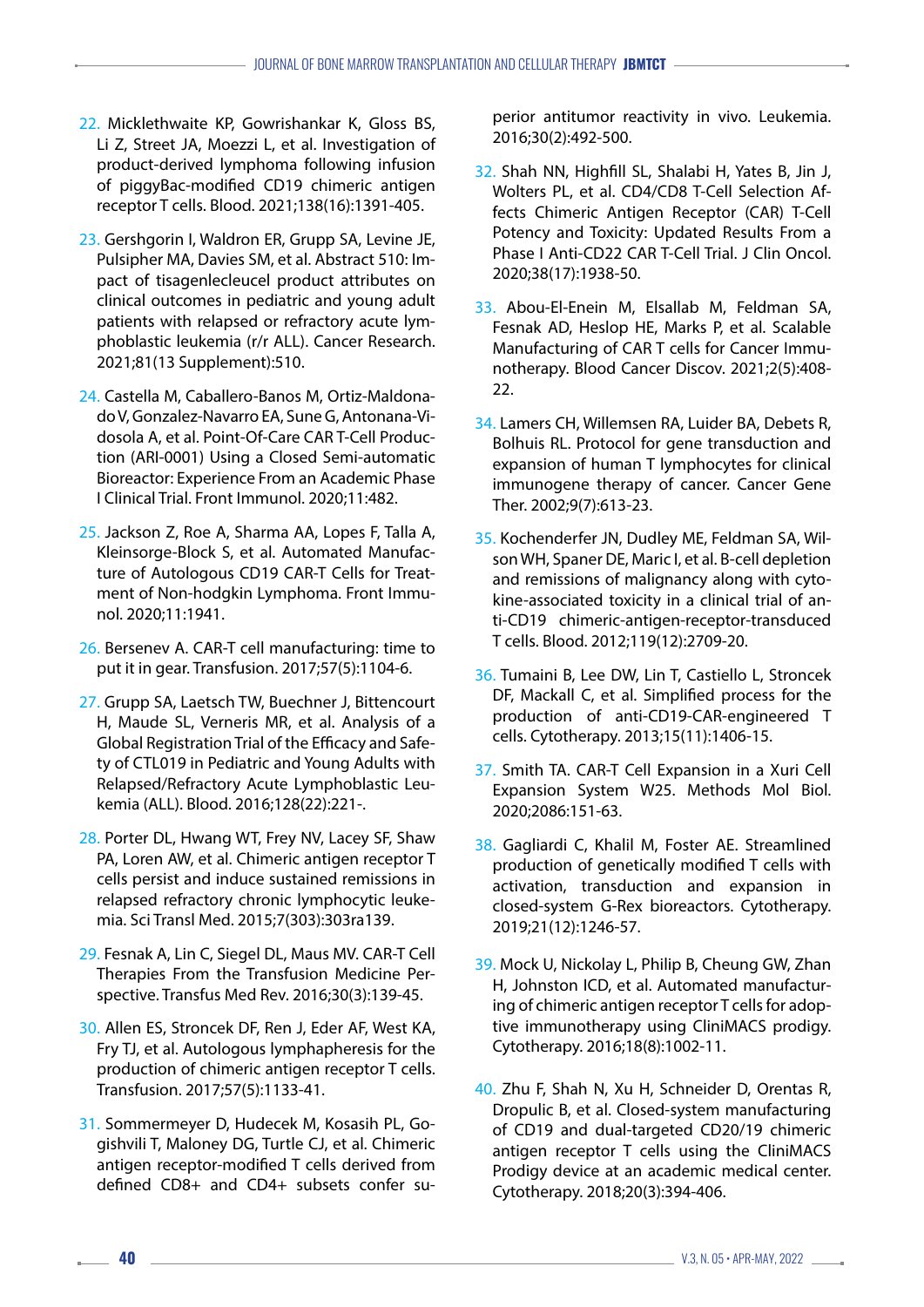22. Micklethwaite KP, Gowrishankar K, Gloss BS, Li Z, Street JA, Moezzi L, et al. Investigation of product-derived lymphoma following infusion of piggyBac-modified CD19 chimeric antigen receptor T cells. Blood. 2021;138(16):1391-405.

23. Gershgorin I, Waldron ER, Grupp SA, Levine JE, Pulsipher MA, Davies SM, et al. Abstract 510: Impact of tisagenlecleucel product attributes on clinical outcomes in pediatric and young adult patients with relapsed or refractory acute lymphoblastic leukemia (r/r ALL). Cancer Research. 2021;81(13 Supplement):510.

24. Castella M, Caballero-Banos M, Ortiz-Maldonado V, Gonzalez-Navarro EA, Sune G, Antonana-Vidosola A, et al. Point-Of-Care CAR T-Cell Production (ARI-0001) Using a Closed Semi-automatic Bioreactor: Experience From an Academic Phase I Clinical Trial. Front Immunol. 2020;11:482.

25. Jackson Z, Roe A, Sharma AA, Lopes F, Talla A, Kleinsorge-Block S, et al. Automated Manufacture of Autologous CD19 CAR-T Cells for Treatment of Non-hodgkin Lymphoma. Front Immunol. 2020;11:1941.

26. Bersenev A. CAR-T cell manufacturing: time to put it in gear. Transfusion. 2017;57(5):1104-6.

27. Grupp SA, Laetsch TW, Buechner J, Bittencourt H, Maude SL, Verneris MR, et al. Analysis of a Global Registration Trial of the Efficacy and Safety of CTL019 in Pediatric and Young Adults with Relapsed/Refractory Acute Lymphoblastic Leukemia (ALL). Blood. 2016;128(22):221-.

28. Porter DL, Hwang WT, Frey NV, Lacey SF, Shaw PA, Loren AW, et al. Chimeric antigen receptor T cells persist and induce sustained remissions in relapsed refractory chronic lymphocytic leukemia. Sci Transl Med. 2015;7(303):303ra139.

29. Fesnak A, Lin C, Siegel DL, Maus MV. CAR-T Cell Therapies From the Transfusion Medicine Perspective. Transfus Med Rev. 2016;30(3):139-45.

30. Allen ES, Stroncek DF, Ren J, Eder AF, West KA, Fry TJ, et al. Autologous lymphapheresis for the production of chimeric antigen receptor T cells. Transfusion. 2017;57(5):1133-41.

31. Sommermeyer D, Hudecek M, Kosasih PL, Gogishvili T, Maloney DG, Turtle CJ, et al. Chimeric antigen receptor-modified T cells derived from defined CD8+ and CD4+ subsets confer superior antitumor reactivity in vivo. Leukemia. 2016;30(2):492-500.

32. Shah NN, Highfill SL, Shalabi H, Yates B, Jin J, Wolters PL, et al. CD4/CD8 T-Cell Selection Affects Chimeric Antigen Receptor (CAR) T-Cell Potency and Toxicity: Updated Results From a Phase I Anti-CD22 CAR T-Cell Trial. J Clin Oncol. 2020;38(17):1938-50.

33. Abou-El-Enein M, Elsallab M, Feldman SA, Fesnak AD, Heslop HE, Marks P, et al. Scalable Manufacturing of CAR T cells for Cancer Immunotherapy. Blood Cancer Discov. 2021;2(5):408-22.

34. Lamers CH, Willemsen RA, Luider BA, Debets R, Bolhuis RL. Protocol for gene transduction and expansion of human T lymphocytes for clinical immunogene therapy of cancer. Cancer Gene Ther. 2002;9(7):613-23.

35. Kochenderfer JN, Dudley ME, Feldman SA, Wilson WH, Spaner DE, Maric I, et al. B-cell depletion and remissions of malignancy along with cytokine-associated toxicity in a clinical trial of anti-CD19 chimeric-antigen-receptor-transduced T cells. Blood. 2012;119(12):2709-20.

36. Tumaini B, Lee DW, Lin T, Castiello L, Stroncek DF, Mackall C, et al. Simplified process for the production of anti-CD19-CAR-engineered T cells. Cytotherapy. 2013;15(11):1406-15.

37. Smith TA. CAR-T Cell Expansion in a Xuri Cell Expansion System W25. Methods Mol Biol. 2020;2086:151-63.

38. Gagliardi C, Khalil M, Foster AE. Streamlined production of genetically modified T cells with activation, transduction and expansion in closed-system G-Rex bioreactors. Cytotherapy. 2019;21(12):1246-57.

39. Mock U, Nickolay L, Philip B, Cheung GW, Zhan H, Johnston ICD, et al. Automated manufacturing of chimeric antigen receptor T cells for adoptive immunotherapy using CliniMACS prodigy. Cytotherapy. 2016;18(8):1002-11.

40. Zhu F, Shah N, Xu H, Schneider D, Orentas R, Dropulic B, et al. Closed-system manufacturing of CD19 and dual-targeted CD20/19 chimeric antigen receptor T cells using the CliniMACS Prodigy device at an academic medical center. Cytotherapy. 2018;20(3):394-406.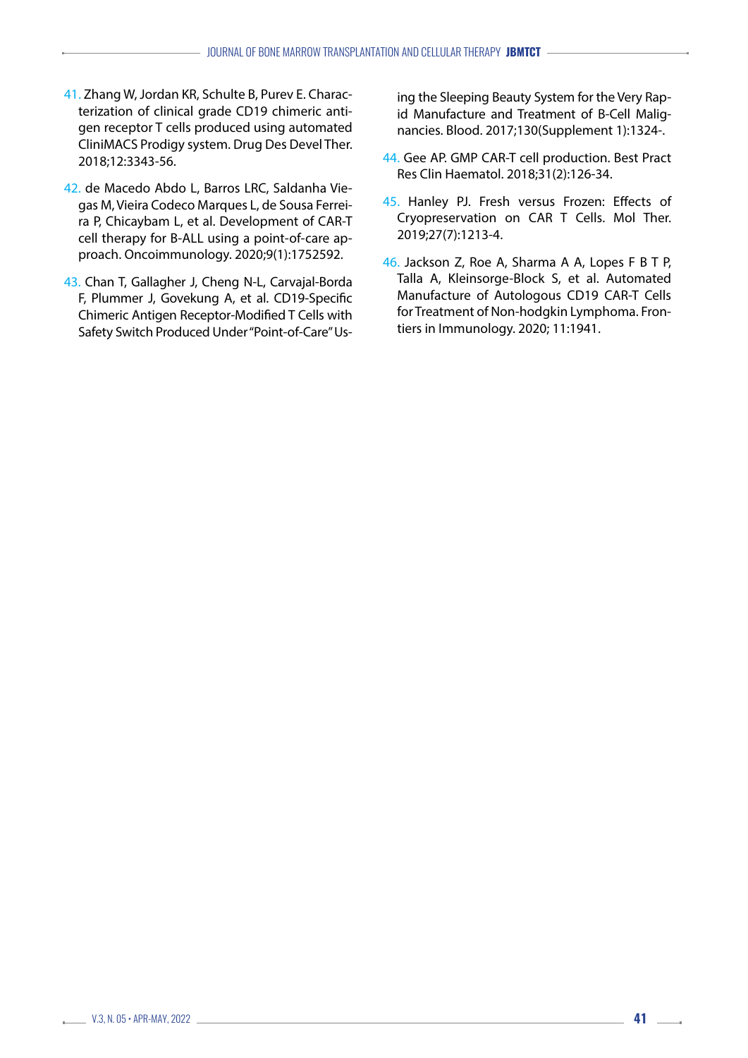41. Zhang W, Jordan KR, Schulte B, Purev E. Characterization of clinical grade CD19 chimeric antigen receptor T cells produced using automated CliniMACS Prodigy system. Drug Des Devel Ther. 2018;12:3343-56.

42. de Macedo Abdo L, Barros LRC, Saldanha Viegas M, Vieira Codeco Marques L, de Sousa Ferreira P, Chicaybam L, et al. Development of CAR-T cell therapy for B-ALL using a point-of-care approach. Oncoimmunology. 2020;9(1):1752592.

43. Chan T, Gallagher J, Cheng N-L, Carvajal-Borda F, Plummer J, Govekung A, et al. CD19-Specific Chimeric Antigen Receptor-Modified T Cells with Safety Switch Produced Under "Point-of-Care" Using the Sleeping Beauty System for the Very Rapid Manufacture and Treatment of B-Cell Malignancies. Blood. 2017;130(Supplement 1):1324-.

44. Gee AP. GMP CAR-T cell production. Best Pract Res Clin Haematol. 2018;31(2):126-34.

45. Hanley PJ. Fresh versus Frozen: Effects of Cryopreservation on CAR T Cells. Mol Ther. 2019;27(7):1213-4.

46. Jackson Z, Roe A, Sharma A A, Lopes F B T P, Talla A, Kleinsorge-Block S, et al. Automated Manufacture of Autologous CD19 CAR-T Cells for Treatment of Non-hodgkin Lymphoma. Frontiers in Immunology. 2020; 11:1941.